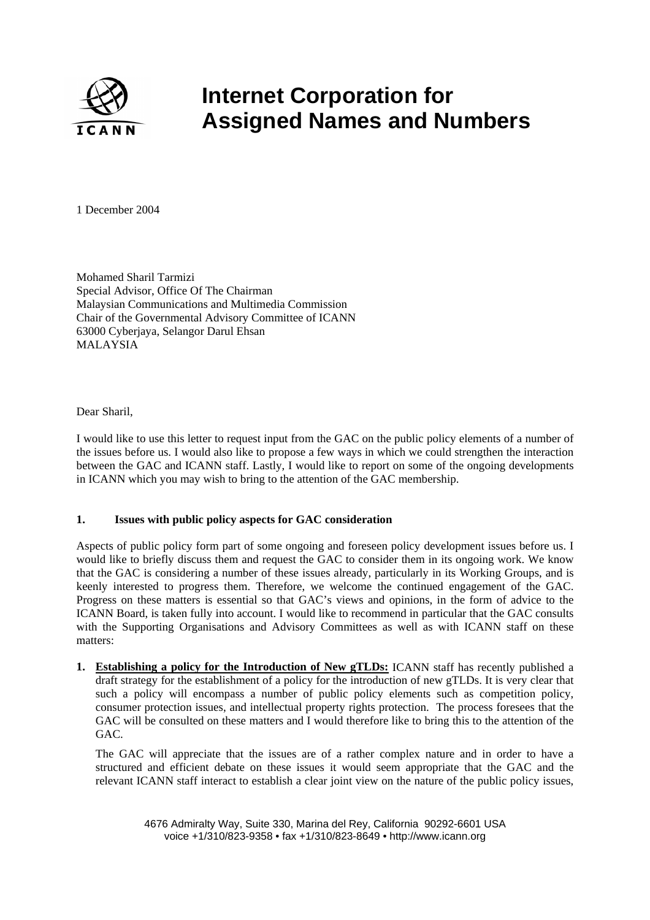# Internet Corporation for Assigned Names and Numbers

1 December 2004

Mohamed Sharil Tarmizi
Special Advisor, Office Of The Chairman
Malaysian Communications and Multimedia Commission
Chair of the Governmental Advisory Committee of ICANN
63000 Cyberjaya, Selangor Darul Ehsan
MALAYSIA

Dear Sharil,

I would like to use this letter to request input from the GAC on the public policy elements of a number of the issues before us. I would also like to propose a few ways in which we could strengthen the interaction between the GAC and ICANN staff. Lastly, I would like to report on some of the ongoing developments in ICANN which you may wish to bring to the attention of the GAC membership.

**1. Issues with public policy aspects for GAC consideration**

Aspects of public policy form part of some ongoing and foreseen policy development issues before us. I would like to briefly discuss them and request the GAC to consider them in its ongoing work. We know that the GAC is considering a number of these issues already, particularly in its Working Groups, and is keenly interested to progress them. Therefore, we welcome the continued engagement of the GAC. Progress on these matters is essential so that GAC's views and opinions, in the form of advice to the ICANN Board, is taken fully into account. I would like to recommend in particular that the GAC consults with the Supporting Organisations and Advisory Committees as well as with ICANN staff on these matters:

1. **Establishing a policy for the Introduction of New gTLDs:** ICANN staff has recently published a draft strategy for the establishment of a policy for the introduction of new gTLDs. It is very clear that such a policy will encompass a number of public policy elements such as competition policy, consumer protection issues, and intellectual property rights protection. The process foresees that the GAC will be consulted on these matters and I would therefore like to bring this to the attention of the GAC.

   The GAC will appreciate that the issues are of a rather complex nature and in order to have a structured and efficient debate on these issues it would seem appropriate that the GAC and the relevant ICANN staff interact to establish a clear joint view on the nature of the public policy issues,

4676 Admiralty Way, Suite 330, Marina del Rey, California 90292-6601 USA
voice +1/310/823-9358 • fax +1/310/823-8649 • http://www.icann.org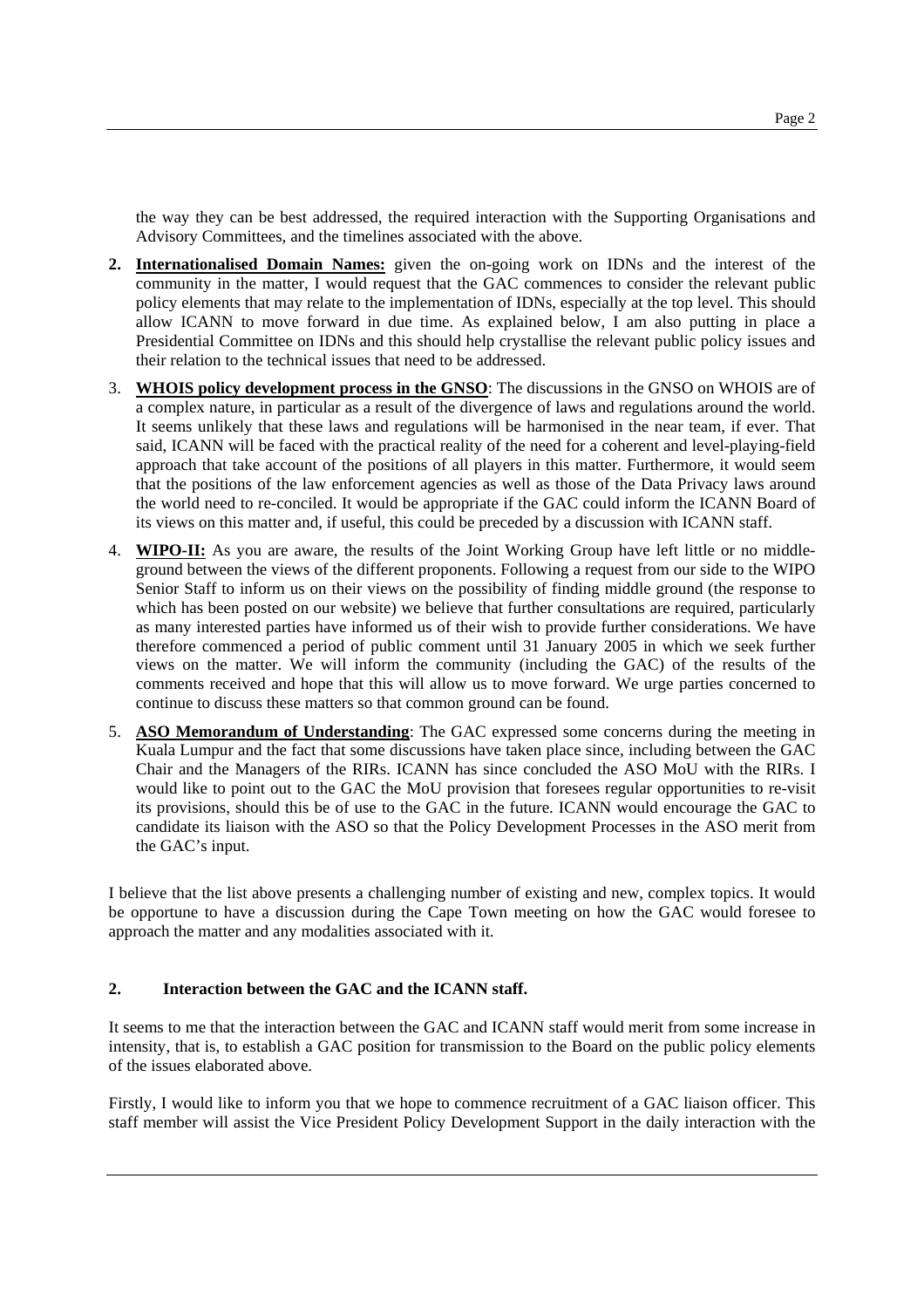the way they can be best addressed, the required interaction with the Supporting Organisations and Advisory Committees, and the timelines associated with the above.

2. **Internationalised Domain Names:** given the on-going work on IDNs and the interest of the community in the matter, I would request that the GAC commences to consider the relevant public policy elements that may relate to the implementation of IDNs, especially at the top level. This should allow ICANN to move forward in due time. As explained below, I am also putting in place a Presidential Committee on IDNs and this should help crystallise the relevant public policy issues and their relation to the technical issues that need to be addressed.

3. **WHOIS policy development process in the GNSO**: The discussions in the GNSO on WHOIS are of a complex nature, in particular as a result of the divergence of laws and regulations around the world. It seems unlikely that these laws and regulations will be harmonised in the near team, if ever. That said, ICANN will be faced with the practical reality of the need for a coherent and level-playing-field approach that take account of the positions of all players in this matter. Furthermore, it would seem that the positions of the law enforcement agencies as well as those of the Data Privacy laws around the world need to re-conciled. It would be appropriate if the GAC could inform the ICANN Board of its views on this matter and, if useful, this could be preceded by a discussion with ICANN staff.

4. **WIPO-II:** As you are aware, the results of the Joint Working Group have left little or no middle-ground between the views of the different proponents. Following a request from our side to the WIPO Senior Staff to inform us on their views on the possibility of finding middle ground (the response to which has been posted on our website) we believe that further consultations are required, particularly as many interested parties have informed us of their wish to provide further considerations. We have therefore commenced a period of public comment until 31 January 2005 in which we seek further views on the matter. We will inform the community (including the GAC) of the results of the comments received and hope that this will allow us to move forward. We urge parties concerned to continue to discuss these matters so that common ground can be found.

5. **ASO Memorandum of Understanding**: The GAC expressed some concerns during the meeting in Kuala Lumpur and the fact that some discussions have taken place since, including between the GAC Chair and the Managers of the RIRs. ICANN has since concluded the ASO MoU with the RIRs. I would like to point out to the GAC the MoU provision that foresees regular opportunities to re-visit its provisions, should this be of use to the GAC in the future. ICANN would encourage the GAC to candidate its liaison with the ASO so that the Policy Development Processes in the ASO merit from the GAC's input.

I believe that the list above presents a challenging number of existing and new, complex topics. It would be opportune to have a discussion during the Cape Town meeting on how the GAC would foresee to approach the matter and any modalities associated with it.

## 2. Interaction between the GAC and the ICANN staff.

It seems to me that the interaction between the GAC and ICANN staff would merit from some increase in intensity, that is, to establish a GAC position for transmission to the Board on the public policy elements of the issues elaborated above.

Firstly, I would like to inform you that we hope to commence recruitment of a GAC liaison officer. This staff member will assist the Vice President Policy Development Support in the daily interaction with the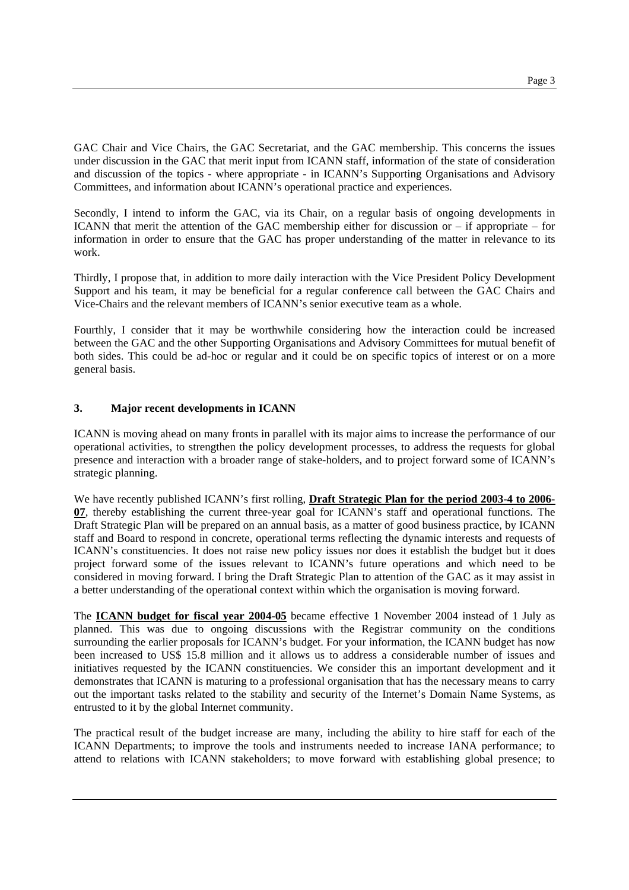GAC Chair and Vice Chairs, the GAC Secretariat, and the GAC membership. This concerns the issues under discussion in the GAC that merit input from ICANN staff, information of the state of consideration and discussion of the topics - where appropriate - in ICANN's Supporting Organisations and Advisory Committees, and information about ICANN's operational practice and experiences.

Secondly, I intend to inform the GAC, via its Chair, on a regular basis of ongoing developments in ICANN that merit the attention of the GAC membership either for discussion or – if appropriate – for information in order to ensure that the GAC has proper understanding of the matter in relevance to its work.

Thirdly, I propose that, in addition to more daily interaction with the Vice President Policy Development Support and his team, it may be beneficial for a regular conference call between the GAC Chairs and Vice-Chairs and the relevant members of ICANN's senior executive team as a whole.

Fourthly, I consider that it may be worthwhile considering how the interaction could be increased between the GAC and the other Supporting Organisations and Advisory Committees for mutual benefit of both sides. This could be ad-hoc or regular and it could be on specific topics of interest or on a more general basis.

### 3. Major recent developments in ICANN

ICANN is moving ahead on many fronts in parallel with its major aims to increase the performance of our operational activities, to strengthen the policy development processes, to address the requests for global presence and interaction with a broader range of stake-holders, and to project forward some of ICANN's strategic planning.

We have recently published ICANN's first rolling, **Draft Strategic Plan for the period 2003-4 to 2006-07**, thereby establishing the current three-year goal for ICANN's staff and operational functions. The Draft Strategic Plan will be prepared on an annual basis, as a matter of good business practice, by ICANN staff and Board to respond in concrete, operational terms reflecting the dynamic interests and requests of ICANN's constituencies. It does not raise new policy issues nor does it establish the budget but it does project forward some of the issues relevant to ICANN's future operations and which need to be considered in moving forward. I bring the Draft Strategic Plan to attention of the GAC as it may assist in a better understanding of the operational context within which the organisation is moving forward.

The **ICANN budget for fiscal year 2004-05** became effective 1 November 2004 instead of 1 July as planned. This was due to ongoing discussions with the Registrar community on the conditions surrounding the earlier proposals for ICANN's budget. For your information, the ICANN budget has now been increased to US$ 15.8 million and it allows us to address a considerable number of issues and initiatives requested by the ICANN constituencies. We consider this an important development and it demonstrates that ICANN is maturing to a professional organisation that has the necessary means to carry out the important tasks related to the stability and security of the Internet's Domain Name Systems, as entrusted to it by the global Internet community.

The practical result of the budget increase are many, including the ability to hire staff for each of the ICANN Departments; to improve the tools and instruments needed to increase IANA performance; to attend to relations with ICANN stakeholders; to move forward with establishing global presence; to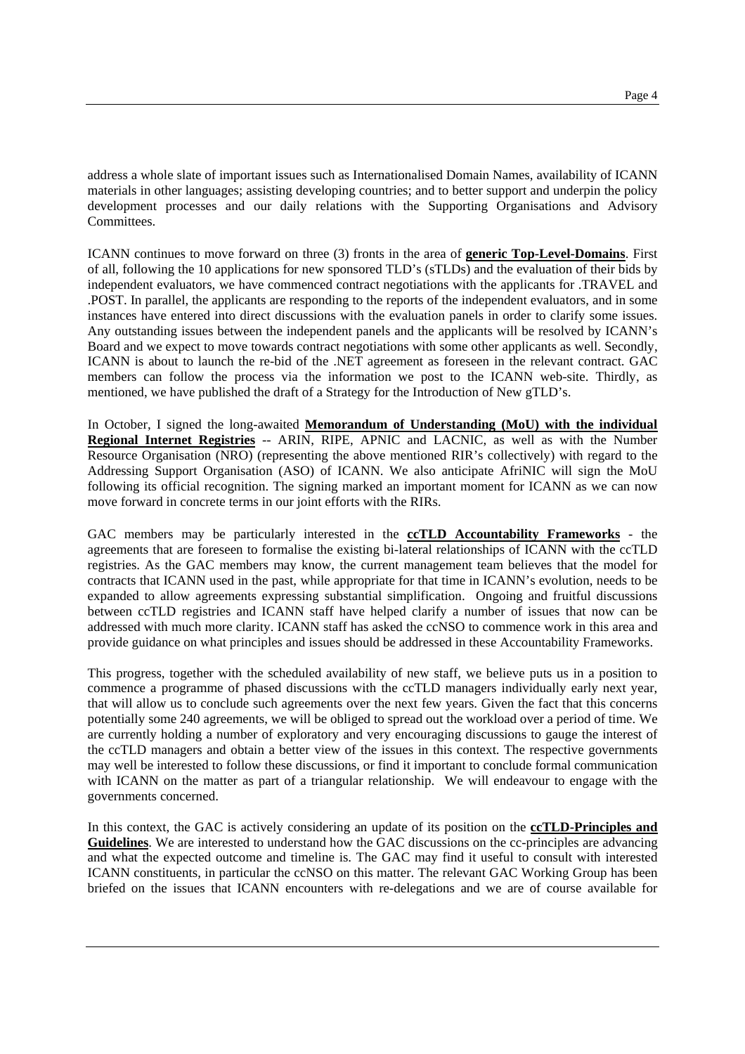address a whole slate of important issues such as Internationalised Domain Names, availability of ICANN materials in other languages; assisting developing countries; and to better support and underpin the policy development processes and our daily relations with the Supporting Organisations and Advisory Committees.

ICANN continues to move forward on three (3) fronts in the area of **generic Top-Level-Domains**. First of all, following the 10 applications for new sponsored TLD's (sTLDs) and the evaluation of their bids by independent evaluators, we have commenced contract negotiations with the applicants for .TRAVEL and .POST. In parallel, the applicants are responding to the reports of the independent evaluators, and in some instances have entered into direct discussions with the evaluation panels in order to clarify some issues. Any outstanding issues between the independent panels and the applicants will be resolved by ICANN's Board and we expect to move towards contract negotiations with some other applicants as well. Secondly, ICANN is about to launch the re-bid of the .NET agreement as foreseen in the relevant contract. GAC members can follow the process via the information we post to the ICANN web-site. Thirdly, as mentioned, we have published the draft of a Strategy for the Introduction of New gTLD's.

In October, I signed the long-awaited **Memorandum of Understanding (MoU) with the individual Regional Internet Registries** -- ARIN, RIPE, APNIC and LACNIC, as well as with the Number Resource Organisation (NRO) (representing the above mentioned RIR's collectively) with regard to the Addressing Support Organisation (ASO) of ICANN. We also anticipate AfriNIC will sign the MoU following its official recognition. The signing marked an important moment for ICANN as we can now move forward in concrete terms in our joint efforts with the RIRs.

GAC members may be particularly interested in the **ccTLD Accountability Frameworks** - the agreements that are foreseen to formalise the existing bi-lateral relationships of ICANN with the ccTLD registries. As the GAC members may know, the current management team believes that the model for contracts that ICANN used in the past, while appropriate for that time in ICANN's evolution, needs to be expanded to allow agreements expressing substantial simplification. Ongoing and fruitful discussions between ccTLD registries and ICANN staff have helped clarify a number of issues that now can be addressed with much more clarity. ICANN staff has asked the ccNSO to commence work in this area and provide guidance on what principles and issues should be addressed in these Accountability Frameworks.

This progress, together with the scheduled availability of new staff, we believe puts us in a position to commence a programme of phased discussions with the ccTLD managers individually early next year, that will allow us to conclude such agreements over the next few years. Given the fact that this concerns potentially some 240 agreements, we will be obliged to spread out the workload over a period of time. We are currently holding a number of exploratory and very encouraging discussions to gauge the interest of the ccTLD managers and obtain a better view of the issues in this context. The respective governments may well be interested to follow these discussions, or find it important to conclude formal communication with ICANN on the matter as part of a triangular relationship. We will endeavour to engage with the governments concerned.

In this context, the GAC is actively considering an update of its position on the **ccTLD-Principles and Guidelines**. We are interested to understand how the GAC discussions on the cc-principles are advancing and what the expected outcome and timeline is. The GAC may find it useful to consult with interested ICANN constituents, in particular the ccNSO on this matter. The relevant GAC Working Group has been briefed on the issues that ICANN encounters with re-delegations and we are of course available for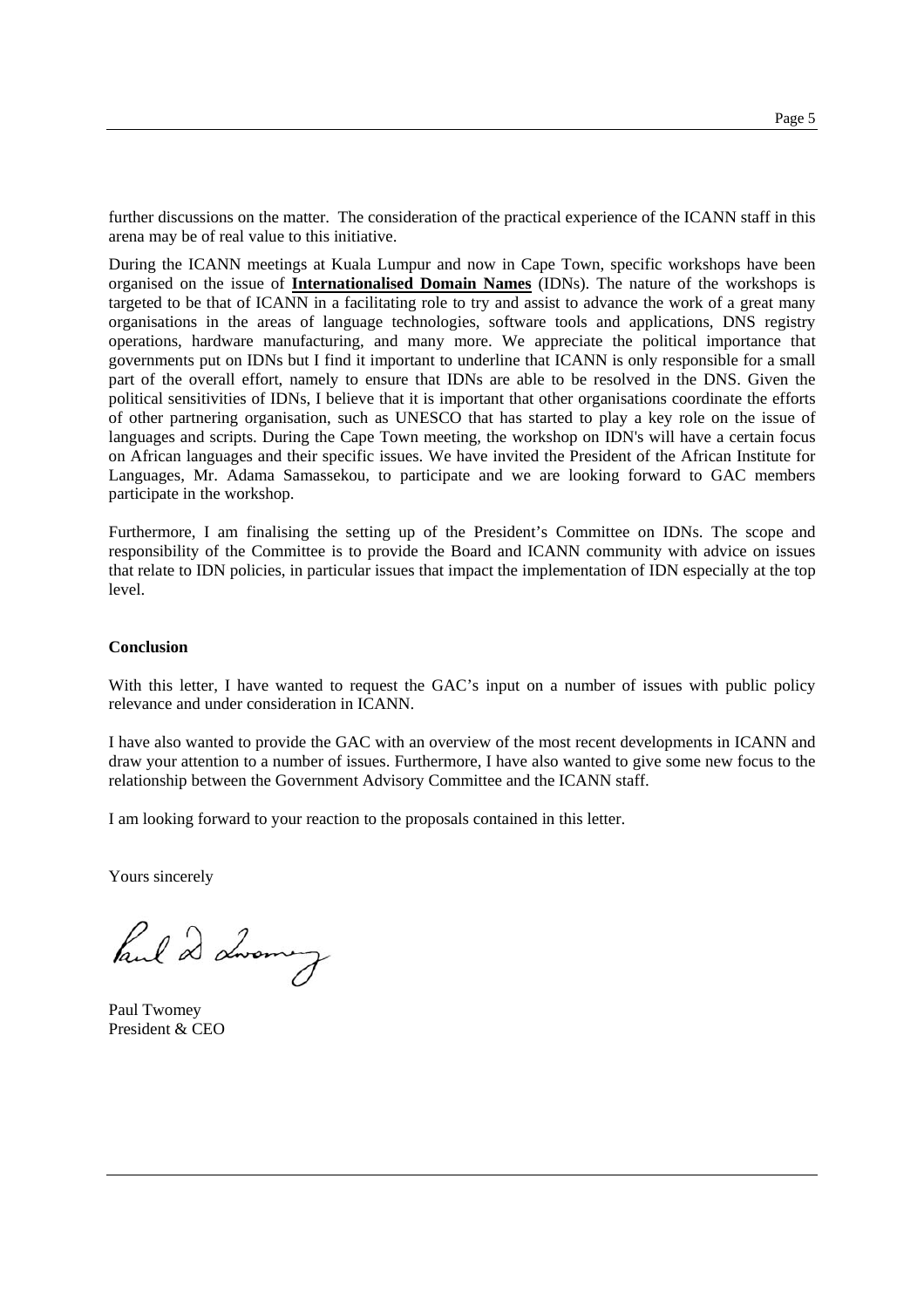further discussions on the matter. The consideration of the practical experience of the ICANN staff in this arena may be of real value to this initiative.

During the ICANN meetings at Kuala Lumpur and now in Cape Town, specific workshops have been organised on the issue of **Internationalised Domain Names** (IDNs). The nature of the workshops is targeted to be that of ICANN in a facilitating role to try and assist to advance the work of a great many organisations in the areas of language technologies, software tools and applications, DNS registry operations, hardware manufacturing, and many more. We appreciate the political importance that governments put on IDNs but I find it important to underline that ICANN is only responsible for a small part of the overall effort, namely to ensure that IDNs are able to be resolved in the DNS. Given the political sensitivities of IDNs, I believe that it is important that other organisations coordinate the efforts of other partnering organisation, such as UNESCO that has started to play a key role on the issue of languages and scripts. During the Cape Town meeting, the workshop on IDN's will have a certain focus on African languages and their specific issues. We have invited the President of the African Institute for Languages, Mr. Adama Samassekou, to participate and we are looking forward to GAC members participate in the workshop.

Furthermore, I am finalising the setting up of the President's Committee on IDNs. The scope and responsibility of the Committee is to provide the Board and ICANN community with advice on issues that relate to IDN policies, in particular issues that impact the implementation of IDN especially at the top level.

**Conclusion**

With this letter, I have wanted to request the GAC's input on a number of issues with public policy relevance and under consideration in ICANN.

I have also wanted to provide the GAC with an overview of the most recent developments in ICANN and draw your attention to a number of issues. Furthermore, I have also wanted to give some new focus to the relationship between the Government Advisory Committee and the ICANN staff.

I am looking forward to your reaction to the proposals contained in this letter.

Yours sincerely

Paul Twomey
President & CEO